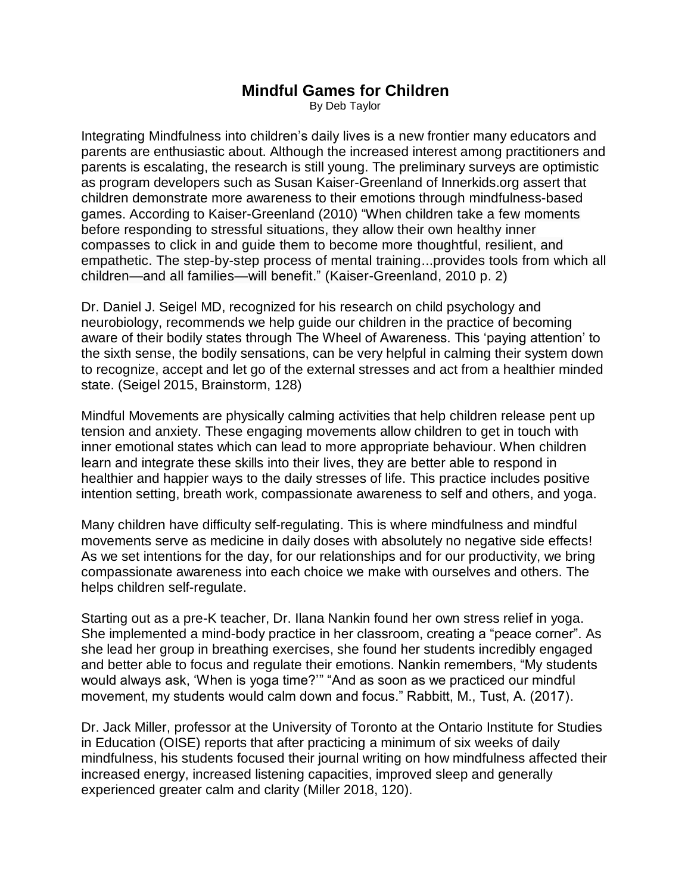# Mindful Games for Children

By Deb Taylor

Integrating Mindfulness into children's daily lives is a new frontier many educators and parents are enthusiastic about. Although the increased interest among practitioners and parents is escalating, the research is still young. The preliminary surveys are optimistic as program developers such as Susan Kaiser-Greenland of Innerkids.org assert that children demonstrate more awareness to their emotions through mindfulness-based games. According to Kaiser-Greenland (2010) "When children take a few moments before responding to stressful situations, they allow their own healthy inner compasses to click in and guide them to become more thoughtful, resilient, and empathetic. The step-by-step process of mental training...provides tools from which all children—and all families—will benefit." (Kaiser-Greenland, 2010 p. 2)

Dr. Daniel J. Seigel MD, recognized for his research on child psychology and neurobiology, recommends we help guide our children in the practice of becoming aware of their bodily states through The Wheel of Awareness. This 'paying attention' to the sixth sense, the bodily sensations, can be very helpful in calming their system down to recognize, accept and let go of the external stresses and act from a healthier minded state. (Seigel 2015, Brainstorm, 128)

Mindful Movements are physically calming activities that help children release pent up tension and anxiety. These engaging movements allow children to get in touch with inner emotional states which can lead to more appropriate behaviour. When children learn and integrate these skills into their lives, they are better able to respond in healthier and happier ways to the daily stresses of life. This practice includes positive intention setting, breath work, compassionate awareness to self and others, and yoga.

Many children have difficulty self-regulating. This is where mindfulness and mindful movements serve as medicine in daily doses with absolutely no negative side effects! As we set intentions for the day, for our relationships and for our productivity, we bring compassionate awareness into each choice we make with ourselves and others. The helps children self-regulate.

Starting out as a pre-K teacher, Dr. Ilana Nankin found her own stress relief in yoga. She implemented a mind-body practice in her classroom, creating a "peace corner". As she lead her group in breathing exercises, she found her students incredibly engaged and better able to focus and regulate their emotions. Nankin remembers, "My students would always ask, 'When is yoga time?'" "And as soon as we practiced our mindful movement, my students would calm down and focus." Rabbitt, M., Tust, A. (2017).

Dr. Jack Miller, professor at the University of Toronto at the Ontario Institute for Studies in Education (OISE) reports that after practicing a minimum of six weeks of daily mindfulness, his students focused their journal writing on how mindfulness affected their increased energy, increased listening capacities, improved sleep and generally experienced greater calm and clarity (Miller 2018, 120).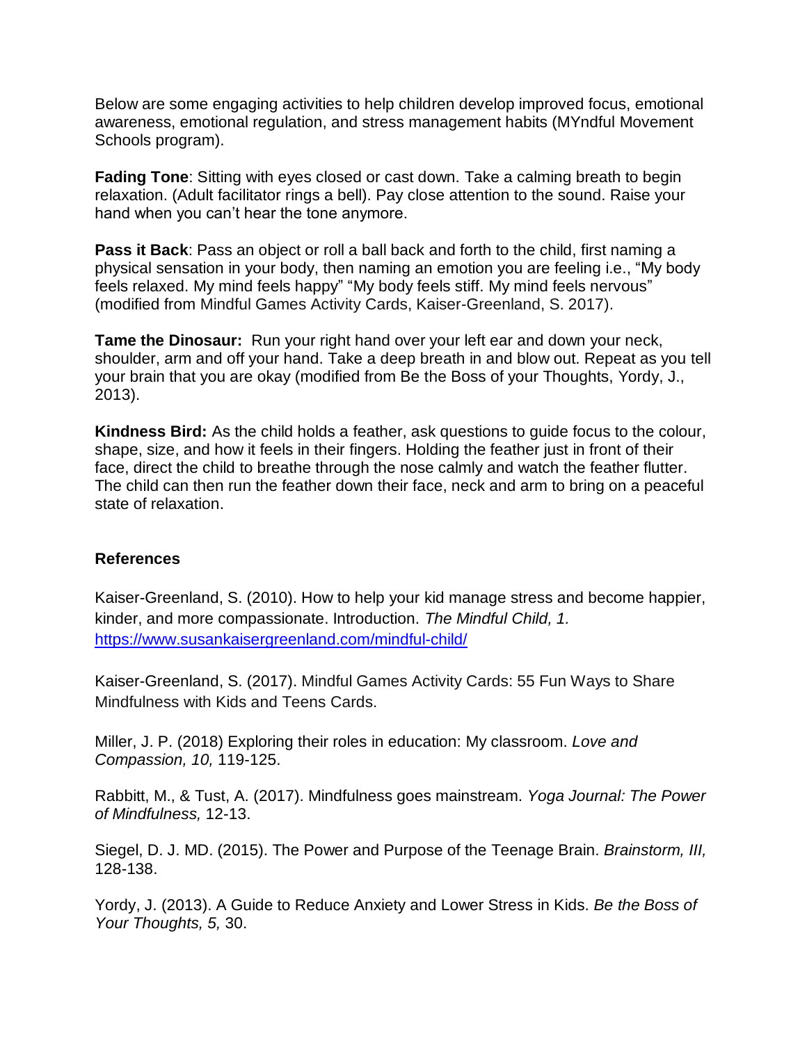Below are some engaging activities to help children develop improved focus, emotional awareness, emotional regulation, and stress management habits (MYndful Movement Schools program).

**Fading Tone**: Sitting with eyes closed or cast down. Take a calming breath to begin relaxation. (Adult facilitator rings a bell). Pay close attention to the sound. Raise your hand when you can't hear the tone anymore.

**Pass it Back**: Pass an object or roll a ball back and forth to the child, first naming a physical sensation in your body, then naming an emotion you are feeling i.e., "My body feels relaxed. My mind feels happy" "My body feels stiff. My mind feels nervous" (modified from Mindful Games Activity Cards, Kaiser-Greenland, S. 2017).

**Tame the Dinosaur:** Run your right hand over your left ear and down your neck, shoulder, arm and off your hand. Take a deep breath in and blow out. Repeat as you tell your brain that you are okay (modified from Be the Boss of your Thoughts, Yordy, J., 2013).

**Kindness Bird:** As the child holds a feather, ask questions to guide focus to the colour, shape, size, and how it feels in their fingers. Holding the feather just in front of their face, direct the child to breathe through the nose calmly and watch the feather flutter. The child can then run the feather down their face, neck and arm to bring on a peaceful state of relaxation.

## References

Kaiser-Greenland, S. (2010). How to help your kid manage stress and become happier, kinder, and more compassionate. Introduction. *The Mindful Child, 1.* https://www.susankaisergreenland.com/mindful-child/

Kaiser-Greenland, S. (2017). Mindful Games Activity Cards: 55 Fun Ways to Share Mindfulness with Kids and Teens Cards.

Miller, J. P. (2018) Exploring their roles in education: My classroom. *Love and Compassion, 10,* 119-125.

Rabbitt, M., & Tust, A. (2017). Mindfulness goes mainstream. *Yoga Journal: The Power of Mindfulness,* 12-13.

Siegel, D. J. MD. (2015). The Power and Purpose of the Teenage Brain. *Brainstorm, III,* 128-138.

Yordy, J. (2013). A Guide to Reduce Anxiety and Lower Stress in Kids. *Be the Boss of Your Thoughts, 5,* 30.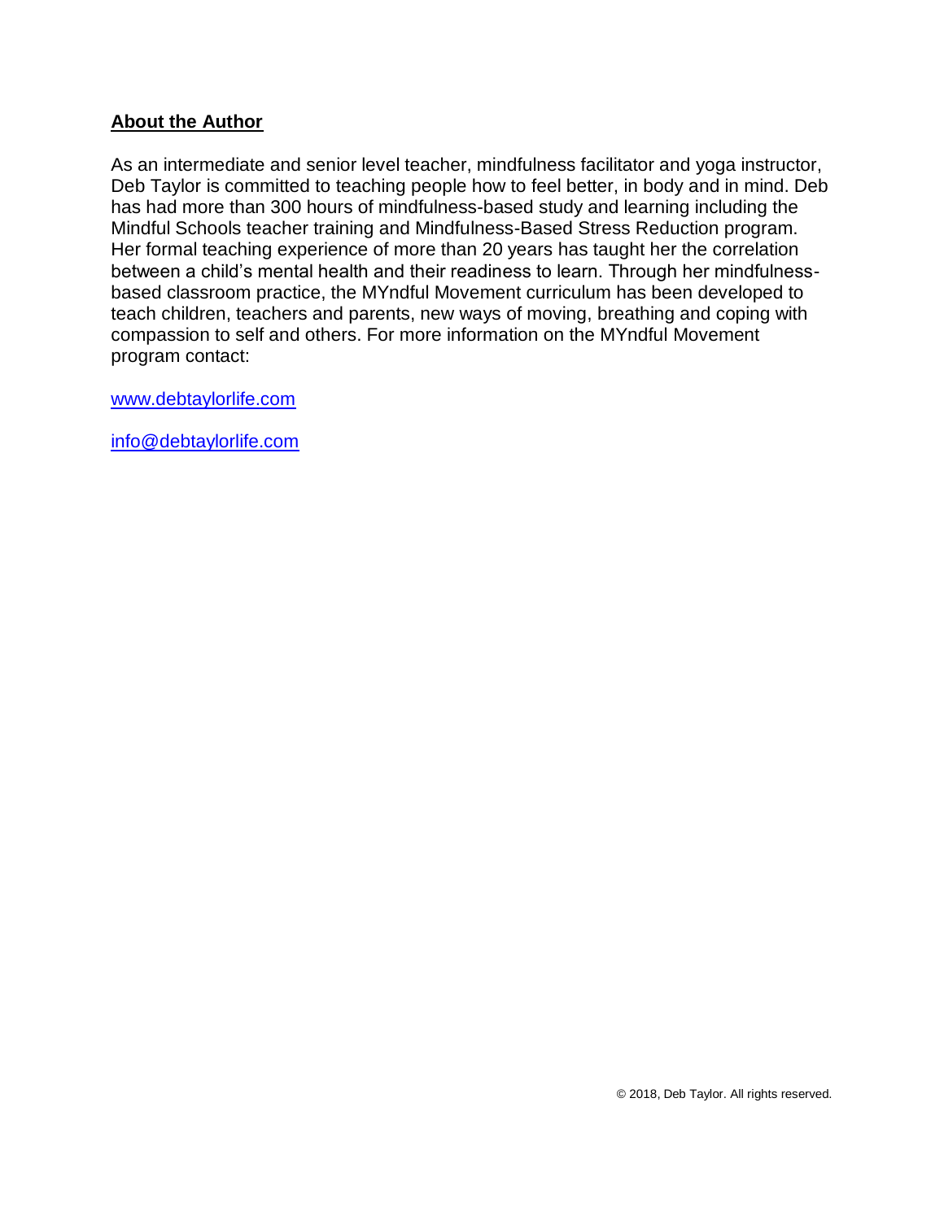## About the Author

As an intermediate and senior level teacher, mindfulness facilitator and yoga instructor, Deb Taylor is committed to teaching people how to feel better, in body and in mind. Deb has had more than 300 hours of mindfulness-based study and learning including the Mindful Schools teacher training and Mindfulness-Based Stress Reduction program. Her formal teaching experience of more than 20 years has taught her the correlation between a child's mental health and their readiness to learn. Through her mindfulness-based classroom practice, the MYndful Movement curriculum has been developed to teach children, teachers and parents, new ways of moving, breathing and coping with compassion to self and others. For more information on the MYndful Movement program contact:

www.debtaylorlife.com

info@debtaylorlife.com

© 2018, Deb Taylor. All rights reserved.